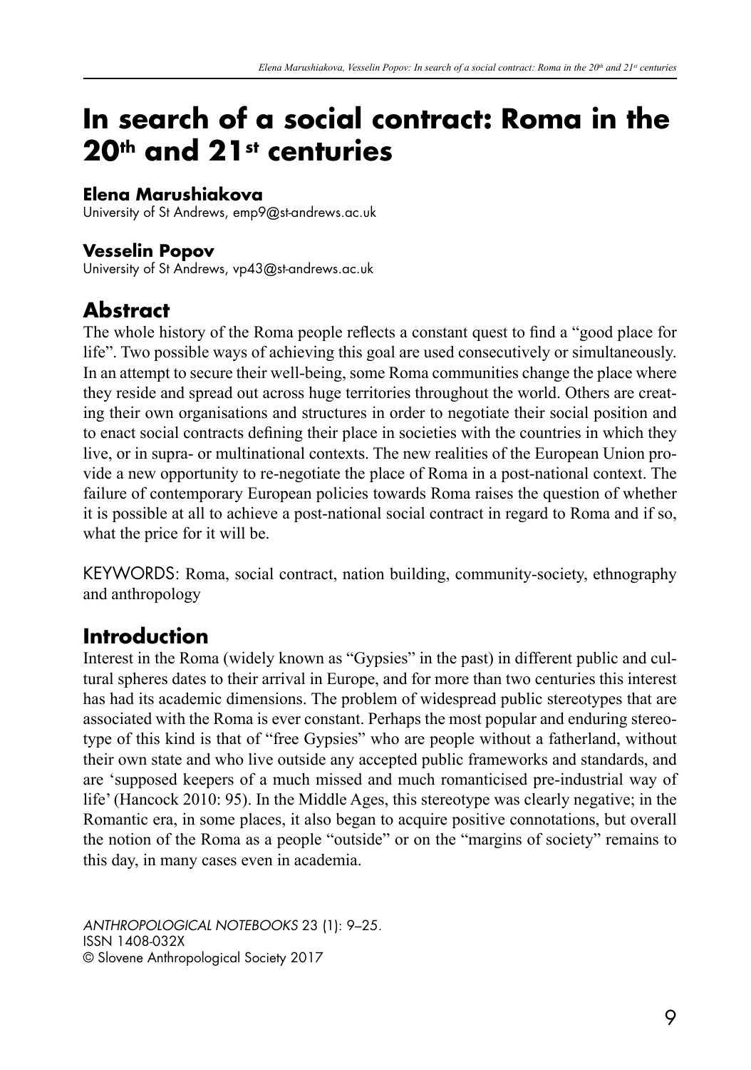# In search of a social contract: Roma in the 20th and 21st centuries

**Elena Marushiakova**
University of St Andrews, emp9@st-andrews.ac.uk

**Vesselin Popov**
University of St Andrews, vp43@st-andrews.ac.uk

## Abstract

The whole history of the Roma people reflects a constant quest to find a "good place for life". Two possible ways of achieving this goal are used consecutively or simultaneously. In an attempt to secure their well-being, some Roma communities change the place where they reside and spread out across huge territories throughout the world. Others are creating their own organisations and structures in order to negotiate their social position and to enact social contracts defining their place in societies with the countries in which they live, or in supra- or multinational contexts. The new realities of the European Union provide a new opportunity to re-negotiate the place of Roma in a post-national context. The failure of contemporary European policies towards Roma raises the question of whether it is possible at all to achieve a post-national social contract in regard to Roma and if so, what the price for it will be.

KEYWORDS: Roma, social contract, nation building, community-society, ethnography and anthropology

## Introduction

Interest in the Roma (widely known as "Gypsies" in the past) in different public and cultural spheres dates to their arrival in Europe, and for more than two centuries this interest has had its academic dimensions. The problem of widespread public stereotypes that are associated with the Roma is ever constant. Perhaps the most popular and enduring stereotype of this kind is that of "free Gypsies" who are people without a fatherland, without their own state and who live outside any accepted public frameworks and standards, and are 'supposed keepers of a much missed and much romanticised pre-industrial way of life' (Hancock 2010: 95). In the Middle Ages, this stereotype was clearly negative; in the Romantic era, in some places, it also began to acquire positive connotations, but overall the notion of the Roma as a people "outside" or on the "margins of society" remains to this day, in many cases even in academia.

*ANTHROPOLOGICAL NOTEBOOKS* 23 (1): 9–25.
ISSN 1408-032X
© Slovene Anthropological Society 2017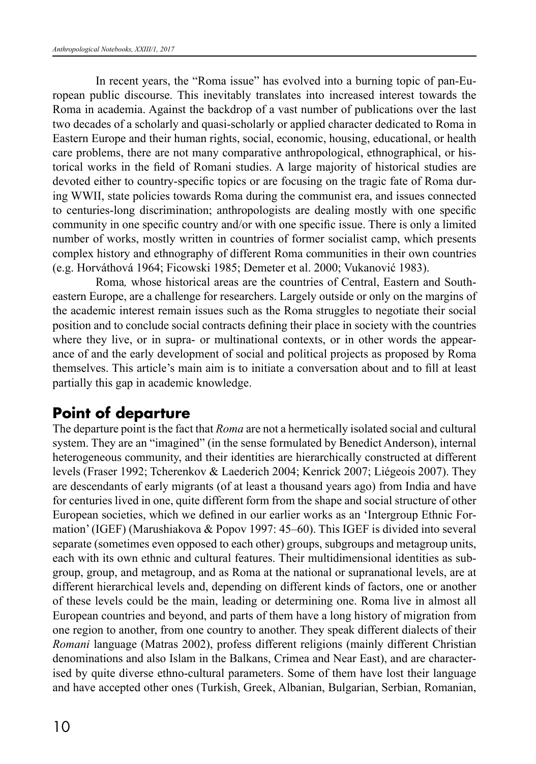In recent years, the "Roma issue" has evolved into a burning topic of pan-European public discourse. This inevitably translates into increased interest towards the Roma in academia. Against the backdrop of a vast number of publications over the last two decades of a scholarly and quasi-scholarly or applied character dedicated to Roma in Eastern Europe and their human rights, social, economic, housing, educational, or health care problems, there are not many comparative anthropological, ethnographical, or historical works in the field of Romani studies. A large majority of historical studies are devoted either to country-specific topics or are focusing on the tragic fate of Roma during WWII, state policies towards Roma during the communist era, and issues connected to centuries-long discrimination; anthropologists are dealing mostly with one specific community in one specific country and/or with one specific issue. There is only a limited number of works, mostly written in countries of former socialist camp, which presents complex history and ethnography of different Roma communities in their own countries (e.g. Horváthová 1964; Ficowski 1985; Demeter et al. 2000; Vukanović 1983).

Roma*,* whose historical areas are the countries of Central, Eastern and Southeastern Europe, are a challenge for researchers. Largely outside or only on the margins of the academic interest remain issues such as the Roma struggles to negotiate their social position and to conclude social contracts defining their place in society with the countries where they live, or in supra- or multinational contexts, or in other words the appearance of and the early development of social and political projects as proposed by Roma themselves. This article's main aim is to initiate a conversation about and to fill at least partially this gap in academic knowledge.

## Point of departure

The departure point is the fact that *Roma* are not a hermetically isolated social and cultural system. They are an "imagined" (in the sense formulated by Benedict Anderson), internal heterogeneous community, and their identities are hierarchically constructed at different levels (Fraser 1992; Tcherenkov & Laederich 2004; Kenrick 2007; Liégeois 2007). They are descendants of early migrants (of at least a thousand years ago) from India and have for centuries lived in one, quite different form from the shape and social structure of other European societies, which we defined in our earlier works as an 'Intergroup Ethnic Formation' (IGEF) (Marushiakova & Popov 1997: 45–60). This IGEF is divided into several separate (sometimes even opposed to each other) groups, subgroups and metagroup units, each with its own ethnic and cultural features. Their multidimensional identities as subgroup, group, and metagroup, and as Roma at the national or supranational levels, are at different hierarchical levels and, depending on different kinds of factors, one or another of these levels could be the main, leading or determining one. Roma live in almost all European countries and beyond, and parts of them have a long history of migration from one region to another, from one country to another. They speak different dialects of their *Romani* language (Matras 2002), profess different religions (mainly different Christian denominations and also Islam in the Balkans, Crimea and Near East), and are characterised by quite diverse ethno-cultural parameters. Some of them have lost their language and have accepted other ones (Turkish, Greek, Albanian, Bulgarian, Serbian, Romanian,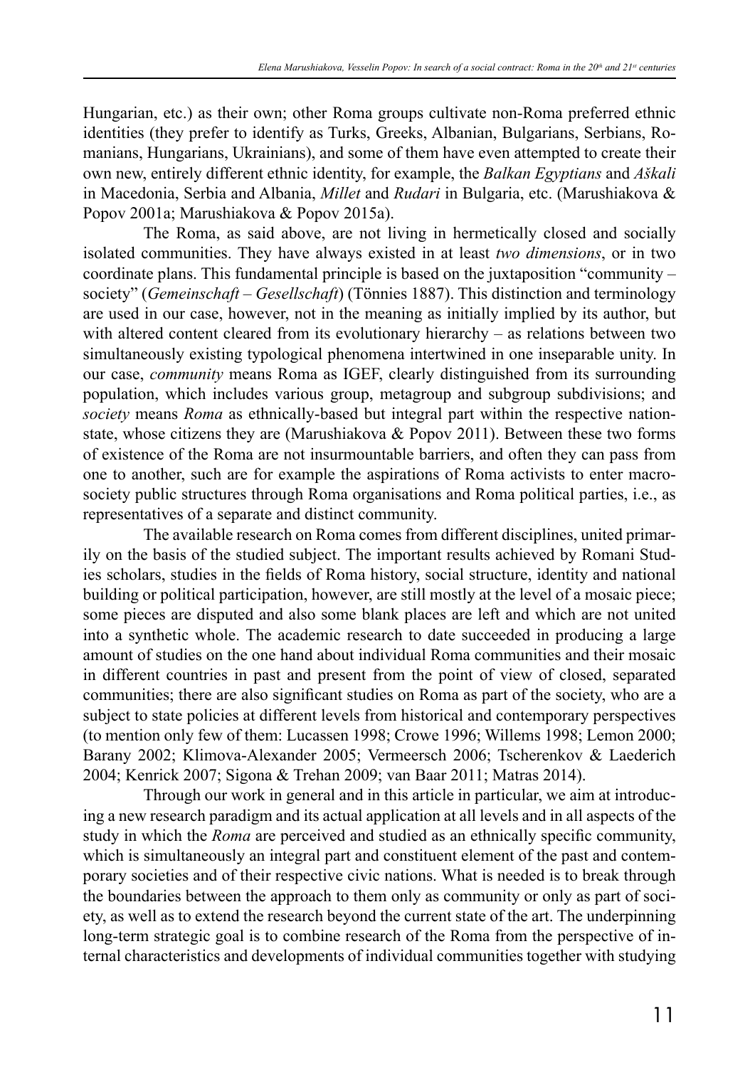Hungarian, etc.) as their own; other Roma groups cultivate non-Roma preferred ethnic identities (they prefer to identify as Turks, Greeks, Albanian, Bulgarians, Serbians, Romanians, Hungarians, Ukrainians), and some of them have even attempted to create their own new, entirely different ethnic identity, for example, the *Balkan Egyptians* and *Aškali* in Macedonia, Serbia and Albania, *Millet* and *Rudari* in Bulgaria, etc. (Marushiakova & Popov 2001a; Marushiakova & Popov 2015a).

The Roma, as said above, are not living in hermetically closed and socially isolated communities. They have always existed in at least *two dimensions*, or in two coordinate plans. This fundamental principle is based on the juxtaposition "community – society" (*Gemeinschaft* – *Gesellschaft*) (Tönnies 1887). This distinction and terminology are used in our case, however, not in the meaning as initially implied by its author, but with altered content cleared from its evolutionary hierarchy – as relations between two simultaneously existing typological phenomena intertwined in one inseparable unity. In our case, *community* means Roma as IGEF, clearly distinguished from its surrounding population, which includes various group, metagroup and subgroup subdivisions; and *society* means *Roma* as ethnically-based but integral part within the respective nation-state, whose citizens they are (Marushiakova & Popov 2011). Between these two forms of existence of the Roma are not insurmountable barriers, and often they can pass from one to another, such are for example the aspirations of Roma activists to enter macro-society public structures through Roma organisations and Roma political parties, i.e., as representatives of a separate and distinct community.

The available research on Roma comes from different disciplines, united primarily on the basis of the studied subject. The important results achieved by Romani Studies scholars, studies in the fields of Roma history, social structure, identity and national building or political participation, however, are still mostly at the level of a mosaic piece; some pieces are disputed and also some blank places are left and which are not united into a synthetic whole. The academic research to date succeeded in producing a large amount of studies on the one hand about individual Roma communities and their mosaic in different countries in past and present from the point of view of closed, separated communities; there are also significant studies on Roma as part of the society, who are a subject to state policies at different levels from historical and contemporary perspectives (to mention only few of them: Lucassen 1998; Crowe 1996; Willems 1998; Lemon 2000; Barany 2002; Klimova-Alexander 2005; Vermeersch 2006; Tscherenkov & Laederich 2004; Kenrick 2007; Sigona & Trehan 2009; van Baar 2011; Matras 2014).

Through our work in general and in this article in particular, we aim at introducing a new research paradigm and its actual application at all levels and in all aspects of the study in which the *Roma* are perceived and studied as an ethnically specific community, which is simultaneously an integral part and constituent element of the past and contemporary societies and of their respective civic nations. What is needed is to break through the boundaries between the approach to them only as community or only as part of society, as well as to extend the research beyond the current state of the art. The underpinning long-term strategic goal is to combine research of the Roma from the perspective of internal characteristics and developments of individual communities together with studying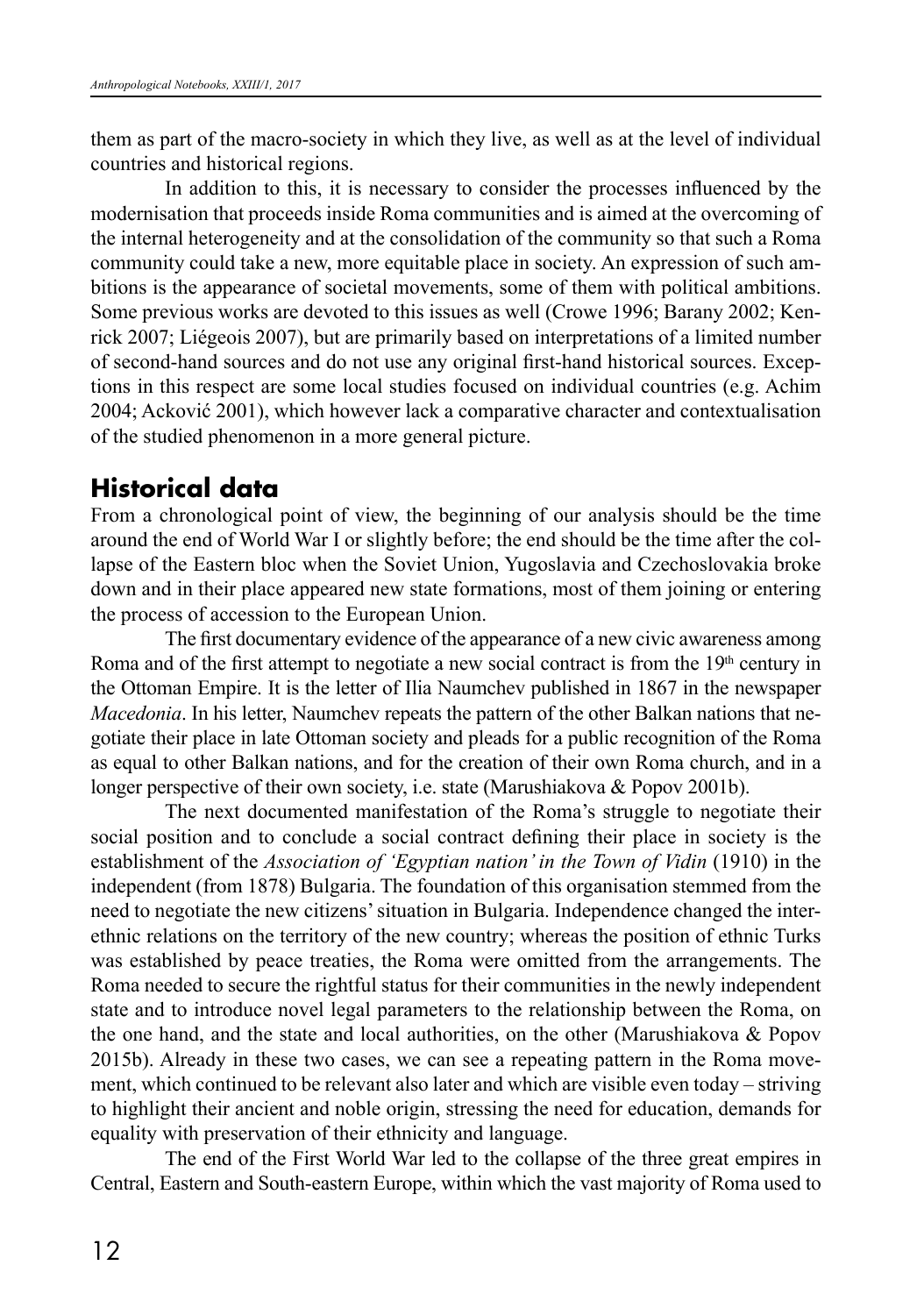them as part of the macro-society in which they live, as well as at the level of individual countries and historical regions.

In addition to this, it is necessary to consider the processes influenced by the modernisation that proceeds inside Roma communities and is aimed at the overcoming of the internal heterogeneity and at the consolidation of the community so that such a Roma community could take a new, more equitable place in society. An expression of such ambitions is the appearance of societal movements, some of them with political ambitions. Some previous works are devoted to this issues as well (Crowe 1996; Barany 2002; Kenrick 2007; Liégeois 2007), but are primarily based on interpretations of a limited number of second-hand sources and do not use any original first-hand historical sources. Exceptions in this respect are some local studies focused on individual countries (e.g. Achim 2004; Acković 2001), which however lack a comparative character and contextualisation of the studied phenomenon in a more general picture.

## Historical data

From a chronological point of view, the beginning of our analysis should be the time around the end of World War I or slightly before; the end should be the time after the collapse of the Eastern bloc when the Soviet Union, Yugoslavia and Czechoslovakia broke down and in their place appeared new state formations, most of them joining or entering the process of accession to the European Union.

The first documentary evidence of the appearance of a new civic awareness among Roma and of the first attempt to negotiate a new social contract is from the 19th century in the Ottoman Empire. It is the letter of Ilia Naumchev published in 1867 in the newspaper *Macedonia*. In his letter, Naumchev repeats the pattern of the other Balkan nations that negotiate their place in late Ottoman society and pleads for a public recognition of the Roma as equal to other Balkan nations, and for the creation of their own Roma church, and in a longer perspective of their own society, i.e. state (Marushiakova & Popov 2001b).

The next documented manifestation of the Roma's struggle to negotiate their social position and to conclude a social contract defining their place in society is the establishment of the *Association of 'Egyptian nation' in the Town of Vidin* (1910) in the independent (from 1878) Bulgaria. The foundation of this organisation stemmed from the need to negotiate the new citizens' situation in Bulgaria. Independence changed the interethnic relations on the territory of the new country; whereas the position of ethnic Turks was established by peace treaties, the Roma were omitted from the arrangements. The Roma needed to secure the rightful status for their communities in the newly independent state and to introduce novel legal parameters to the relationship between the Roma, on the one hand, and the state and local authorities, on the other (Marushiakova & Popov 2015b). Already in these two cases, we can see a repeating pattern in the Roma movement, which continued to be relevant also later and which are visible even today – striving to highlight their ancient and noble origin, stressing the need for education, demands for equality with preservation of their ethnicity and language.

The end of the First World War led to the collapse of the three great empires in Central, Eastern and South-eastern Europe, within which the vast majority of Roma used to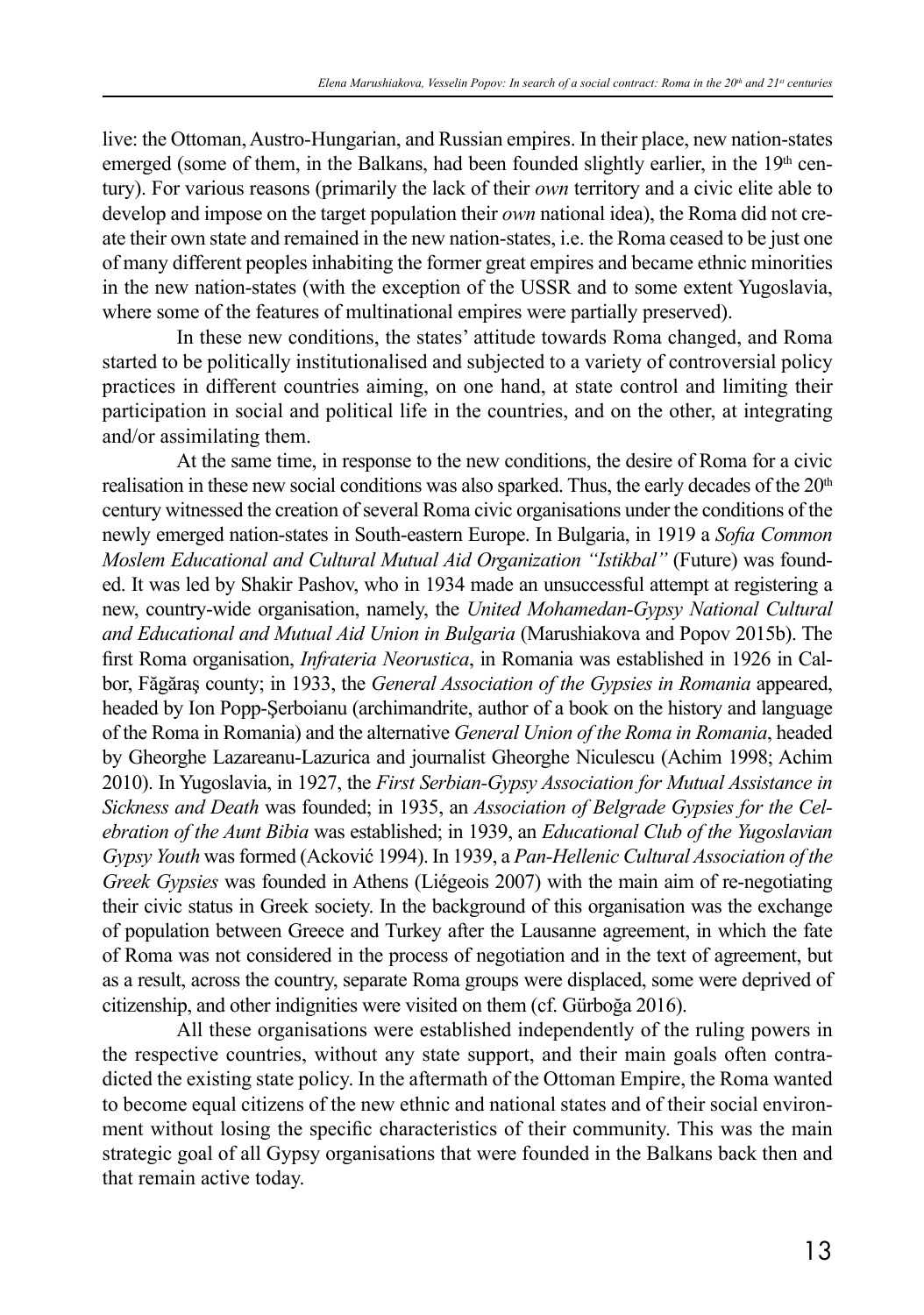live: the Ottoman, Austro-Hungarian, and Russian empires. In their place, new nation-states emerged (some of them, in the Balkans, had been founded slightly earlier, in the 19th century). For various reasons (primarily the lack of their *own* territory and a civic elite able to develop and impose on the target population their *own* national idea), the Roma did not create their own state and remained in the new nation-states, i.e. the Roma ceased to be just one of many different peoples inhabiting the former great empires and became ethnic minorities in the new nation-states (with the exception of the USSR and to some extent Yugoslavia, where some of the features of multinational empires were partially preserved).

In these new conditions, the states' attitude towards Roma changed, and Roma started to be politically institutionalised and subjected to a variety of controversial policy practices in different countries aiming, on one hand, at state control and limiting their participation in social and political life in the countries, and on the other, at integrating and/or assimilating them.

At the same time, in response to the new conditions, the desire of Roma for a civic realisation in these new social conditions was also sparked. Thus, the early decades of the 20th century witnessed the creation of several Roma civic organisations under the conditions of the newly emerged nation-states in South-eastern Europe. In Bulgaria, in 1919 a *Sofia Common Moslem Educational and Cultural Mutual Aid Organization "Istikbal"* (Future) was founded. It was led by Shakir Pashov, who in 1934 made an unsuccessful attempt at registering a new, country-wide organisation, namely, the *United Mohamedan-Gypsy National Cultural and Educational and Mutual Aid Union in Bulgaria* (Marushiakova and Popov 2015b). The first Roma organisation, *Infrateria Neorustica*, in Romania was established in 1926 in Calbor, Făgăraş county; in 1933, the *General Association of the Gypsies in Romania* appeared, headed by Ion Popp-Şerboianu (archimandrite, author of a book on the history and language of the Roma in Romania) and the alternative *General Union of the Roma in Romania*, headed by Gheorghe Lazareanu-Lazurica and journalist Gheorghe Niculescu (Achim 1998; Achim 2010). In Yugoslavia, in 1927, the *First Serbian-Gypsy Association for Mutual Assistance in Sickness and Death* was founded; in 1935, an *Association of Belgrade Gypsies for the Celebration of the Aunt Bibia* was established; in 1939, an *Educational Club of the Yugoslavian Gypsy Youth* was formed (Acković 1994). In 1939, a *Pan-Hellenic Cultural Association of the Greek Gypsies* was founded in Athens (Liégeois 2007) with the main aim of re-negotiating their civic status in Greek society. In the background of this organisation was the exchange of population between Greece and Turkey after the Lausanne agreement, in which the fate of Roma was not considered in the process of negotiation and in the text of agreement, but as a result, across the country, separate Roma groups were displaced, some were deprived of citizenship, and other indignities were visited on them (cf. Gürboğa 2016).

All these organisations were established independently of the ruling powers in the respective countries, without any state support, and their main goals often contradicted the existing state policy. In the aftermath of the Ottoman Empire, the Roma wanted to become equal citizens of the new ethnic and national states and of their social environment without losing the specific characteristics of their community. This was the main strategic goal of all Gypsy organisations that were founded in the Balkans back then and that remain active today.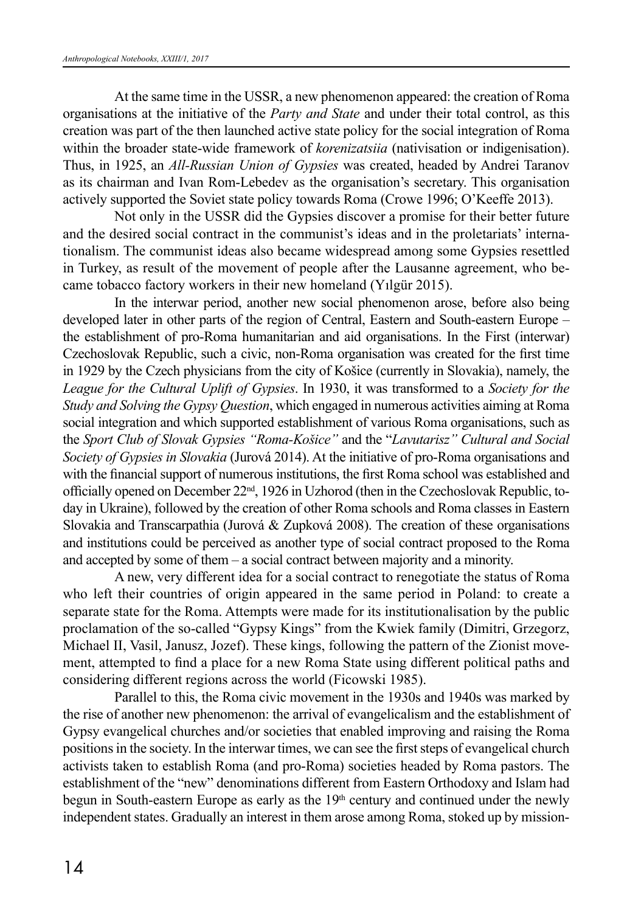At the same time in the USSR, a new phenomenon appeared: the creation of Roma organisations at the initiative of the *Party and State* and under their total control, as this creation was part of the then launched active state policy for the social integration of Roma within the broader state-wide framework of *korenizatsiia* (nativisation or indigenisation). Thus, in 1925, an *All-Russian Union of Gypsies* was created, headed by Andrei Taranov as its chairman and Ivan Rom-Lebedev as the organisation's secretary. This organisation actively supported the Soviet state policy towards Roma (Crowe 1996; O'Keeffe 2013).

Not only in the USSR did the Gypsies discover a promise for their better future and the desired social contract in the communist's ideas and in the proletariats' internationalism. The communist ideas also became widespread among some Gypsies resettled in Turkey, as result of the movement of people after the Lausanne agreement, who became tobacco factory workers in their new homeland (Yılgür 2015).

In the interwar period, another new social phenomenon arose, before also being developed later in other parts of the region of Central, Eastern and South-eastern Europe – the establishment of pro-Roma humanitarian and aid organisations. In the First (interwar) Czechoslovak Republic, such a civic, non-Roma organisation was created for the first time in 1929 by the Czech physicians from the city of Košice (currently in Slovakia), namely, the *League for the Cultural Uplift of Gypsies*. In 1930, it was transformed to a *Society for the Study and Solving the Gypsy Question*, which engaged in numerous activities aiming at Roma social integration and which supported establishment of various Roma organisations, such as the *Sport Club of Slovak Gypsies "Roma-Košice"* and the "*Lavutarisz" Cultural and Social Society of Gypsies in Slovakia* (Jurová 2014). At the initiative of pro-Roma organisations and with the financial support of numerous institutions, the first Roma school was established and officially opened on December 22nd, 1926 in Uzhorod (then in the Czechoslovak Republic, today in Ukraine), followed by the creation of other Roma schools and Roma classes in Eastern Slovakia and Transcarpathia (Jurová & Zupková 2008). The creation of these organisations and institutions could be perceived as another type of social contract proposed to the Roma and accepted by some of them – a social contract between majority and a minority.

A new, very different idea for a social contract to renegotiate the status of Roma who left their countries of origin appeared in the same period in Poland: to create a separate state for the Roma. Attempts were made for its institutionalisation by the public proclamation of the so-called "Gypsy Kings" from the Kwiek family (Dimitri, Grzegorz, Michael II, Vasil, Janusz, Jozef). These kings, following the pattern of the Zionist movement, attempted to find a place for a new Roma State using different political paths and considering different regions across the world (Ficowski 1985).

Parallel to this, the Roma civic movement in the 1930s and 1940s was marked by the rise of another new phenomenon: the arrival of evangelicalism and the establishment of Gypsy evangelical churches and/or societies that enabled improving and raising the Roma positions in the society. In the interwar times, we can see the first steps of evangelical church activists taken to establish Roma (and pro-Roma) societies headed by Roma pastors. The establishment of the "new" denominations different from Eastern Orthodoxy and Islam had begun in South-eastern Europe as early as the 19th century and continued under the newly independent states. Gradually an interest in them arose among Roma, stoked up by mission-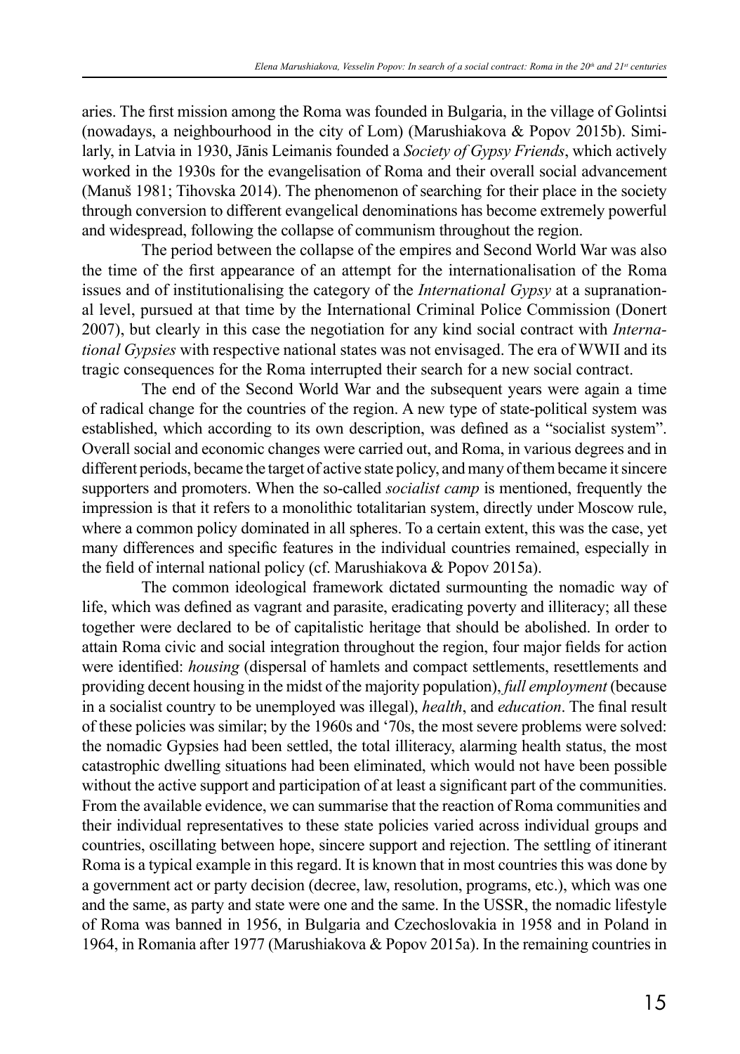aries. The first mission among the Roma was founded in Bulgaria, in the village of Golintsi (nowadays, a neighbourhood in the city of Lom) (Marushiakova & Popov 2015b). Similarly, in Latvia in 1930, Jānis Leimanis founded a *Society of Gypsy Friends*, which actively worked in the 1930s for the evangelisation of Roma and their overall social advancement (Manuš 1981; Tihovska 2014). The phenomenon of searching for their place in the society through conversion to different evangelical denominations has become extremely powerful and widespread, following the collapse of communism throughout the region.

The period between the collapse of the empires and Second World War was also the time of the first appearance of an attempt for the internationalisation of the Roma issues and of institutionalising the category of the *International Gypsy* at a supranational level, pursued at that time by the International Criminal Police Commission (Donert 2007), but clearly in this case the negotiation for any kind social contract with *International Gypsies* with respective national states was not envisaged. The era of WWII and its tragic consequences for the Roma interrupted their search for a new social contract.

The end of the Second World War and the subsequent years were again a time of radical change for the countries of the region. A new type of state-political system was established, which according to its own description, was defined as a "socialist system". Overall social and economic changes were carried out, and Roma, in various degrees and in different periods, became the target of active state policy, and many of them became it sincere supporters and promoters. When the so-called *socialist camp* is mentioned, frequently the impression is that it refers to a monolithic totalitarian system, directly under Moscow rule, where a common policy dominated in all spheres. To a certain extent, this was the case, yet many differences and specific features in the individual countries remained, especially in the field of internal national policy (cf. Marushiakova & Popov 2015a).

The common ideological framework dictated surmounting the nomadic way of life, which was defined as vagrant and parasite, eradicating poverty and illiteracy; all these together were declared to be of capitalistic heritage that should be abolished. In order to attain Roma civic and social integration throughout the region, four major fields for action were identified: *housing* (dispersal of hamlets and compact settlements, resettlements and providing decent housing in the midst of the majority population), *full employment* (because in a socialist country to be unemployed was illegal), *health*, and *education*. The final result of these policies was similar; by the 1960s and '70s, the most severe problems were solved: the nomadic Gypsies had been settled, the total illiteracy, alarming health status, the most catastrophic dwelling situations had been eliminated, which would not have been possible without the active support and participation of at least a significant part of the communities. From the available evidence, we can summarise that the reaction of Roma communities and their individual representatives to these state policies varied across individual groups and countries, oscillating between hope, sincere support and rejection. The settling of itinerant Roma is a typical example in this regard. It is known that in most countries this was done by a government act or party decision (decree, law, resolution, programs, etc.), which was one and the same, as party and state were one and the same. In the USSR, the nomadic lifestyle of Roma was banned in 1956, in Bulgaria and Czechoslovakia in 1958 and in Poland in 1964, in Romania after 1977 (Marushiakova & Popov 2015a). In the remaining countries in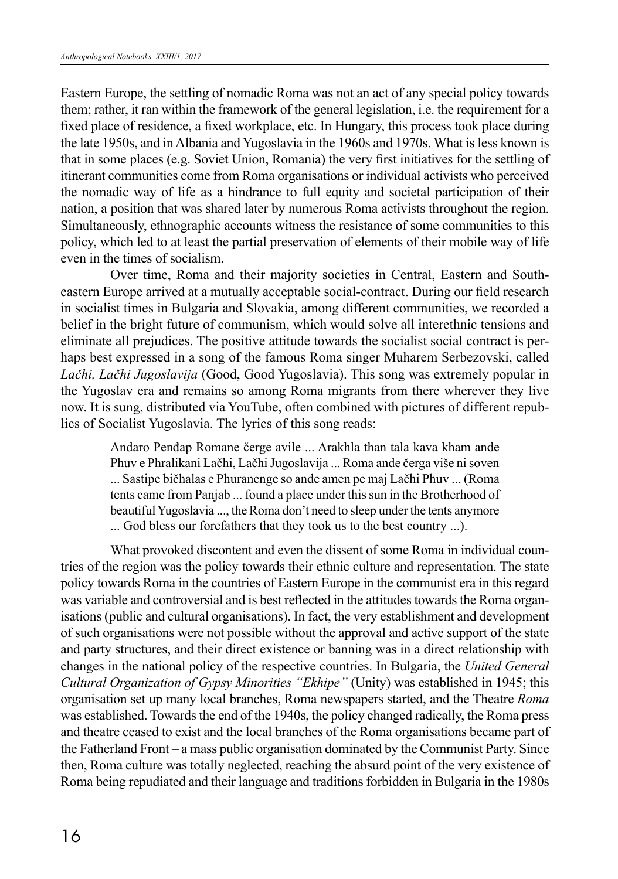Eastern Europe, the settling of nomadic Roma was not an act of any special policy towards them; rather, it ran within the framework of the general legislation, i.e. the requirement for a fixed place of residence, a fixed workplace, etc. In Hungary, this process took place during the late 1950s, and in Albania and Yugoslavia in the 1960s and 1970s. What is less known is that in some places (e.g. Soviet Union, Romania) the very first initiatives for the settling of itinerant communities come from Roma organisations or individual activists who perceived the nomadic way of life as a hindrance to full equity and societal participation of their nation, a position that was shared later by numerous Roma activists throughout the region. Simultaneously, ethnographic accounts witness the resistance of some communities to this policy, which led to at least the partial preservation of elements of their mobile way of life even in the times of socialism.

Over time, Roma and their majority societies in Central, Eastern and Southeastern Europe arrived at a mutually acceptable social-contract. During our field research in socialist times in Bulgaria and Slovakia, among different communities, we recorded a belief in the bright future of communism, which would solve all interethnic tensions and eliminate all prejudices. The positive attitude towards the socialist social contract is perhaps best expressed in a song of the famous Roma singer Muharem Serbezovski, called *Lači, Lači Jugoslavija* (Good, Good Yugoslavia). This song was extremely popular in the Yugoslav era and remains so among Roma migrants from there wherever they live now. It is sung, distributed via YouTube, often combined with pictures of different republics of Socialist Yugoslavia. The lyrics of this song reads:

> Andaro Penđap Romane čerge avile ... Arakhla than tala kava kham ande Phuv e Phralikani Lači, Lači Jugoslavija ... Roma ande čerga više ni soven ... Sastipe bičhalas e Phuranenge so ande amen pe maj Lači Phuv ... (Roma tents came from Panjab ... found a place under this sun in the Brotherhood of beautiful Yugoslavia ..., the Roma don't need to sleep under the tents anymore ... God bless our forefathers that they took us to the best country ...).

What provoked discontent and even the dissent of some Roma in individual countries of the region was the policy towards their ethnic culture and representation. The state policy towards Roma in the countries of Eastern Europe in the communist era in this regard was variable and controversial and is best reflected in the attitudes towards the Roma organisations (public and cultural organisations). In fact, the very establishment and development of such organisations were not possible without the approval and active support of the state and party structures, and their direct existence or banning was in a direct relationship with changes in the national policy of the respective countries. In Bulgaria, the *United General Cultural Organization of Gypsy Minorities "Ekhipe"* (Unity) was established in 1945; this organisation set up many local branches, Roma newspapers started, and the Theatre *Roma* was established. Towards the end of the 1940s, the policy changed radically, the Roma press and theatre ceased to exist and the local branches of the Roma organisations became part of the Fatherland Front – a mass public organisation dominated by the Communist Party. Since then, Roma culture was totally neglected, reaching the absurd point of the very existence of Roma being repudiated and their language and traditions forbidden in Bulgaria in the 1980s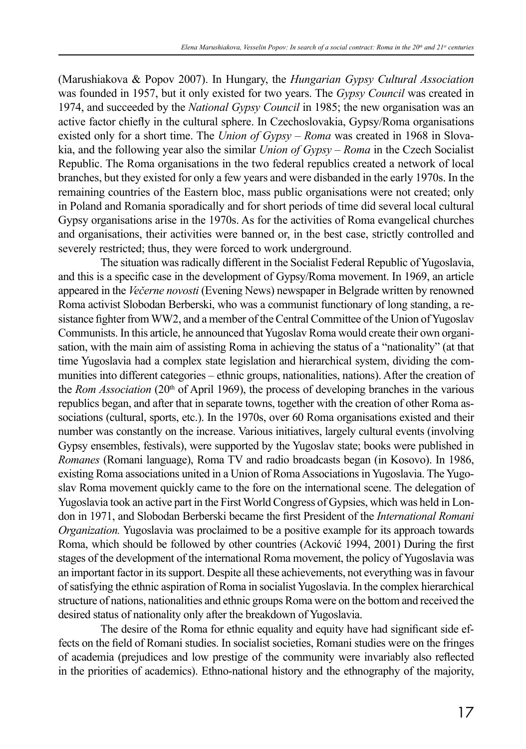(Marushiakova & Popov 2007). In Hungary, the *Hungarian Gypsy Cultural Association* was founded in 1957, but it only existed for two years. The *Gypsy Council* was created in 1974, and succeeded by the *National Gypsy Council* in 1985; the new organisation was an active factor chiefly in the cultural sphere. In Czechoslovakia, Gypsy/Roma organisations existed only for a short time. The *Union of Gypsy – Roma* was created in 1968 in Slovakia, and the following year also the similar *Union of Gypsy – Roma* in the Czech Socialist Republic. The Roma organisations in the two federal republics created a network of local branches, but they existed for only a few years and were disbanded in the early 1970s. In the remaining countries of the Eastern bloc, mass public organisations were not created; only in Poland and Romania sporadically and for short periods of time did several local cultural Gypsy organisations arise in the 1970s. As for the activities of Roma evangelical churches and organisations, their activities were banned or, in the best case, strictly controlled and severely restricted; thus, they were forced to work underground.

The situation was radically different in the Socialist Federal Republic of Yugoslavia, and this is a specific case in the development of Gypsy/Roma movement. In 1969, an article appeared in the *Večerne novosti* (Evening News) newspaper in Belgrade written by renowned Roma activist Slobodan Berberski, who was a communist functionary of long standing, a resistance fighter from WW2, and a member of the Central Committee of the Union of Yugoslav Communists. In this article, he announced that Yugoslav Roma would create their own organisation, with the main aim of assisting Roma in achieving the status of a "nationality" (at that time Yugoslavia had a complex state legislation and hierarchical system, dividing the communities into different categories – ethnic groups, nationalities, nations). After the creation of the *Rom Association* (20th of April 1969), the process of developing branches in the various republics began, and after that in separate towns, together with the creation of other Roma associations (cultural, sports, etc.). In the 1970s, over 60 Roma organisations existed and their number was constantly on the increase. Various initiatives, largely cultural events (involving Gypsy ensembles, festivals), were supported by the Yugoslav state; books were published in *Romanes* (Romani language), Roma TV and radio broadcasts began (in Kosovo). In 1986, existing Roma associations united in a Union of Roma Associations in Yugoslavia. The Yugoslav Roma movement quickly came to the fore on the international scene. The delegation of Yugoslavia took an active part in the First World Congress of Gypsies, which was held in London in 1971, and Slobodan Berberski became the first President of the *International Romani Organization.* Yugoslavia was proclaimed to be a positive example for its approach towards Roma, which should be followed by other countries (Acković 1994, 2001) During the first stages of the development of the international Roma movement, the policy of Yugoslavia was an important factor in its support. Despite all these achievements, not everything was in favour of satisfying the ethnic aspiration of Roma in socialist Yugoslavia. In the complex hierarchical structure of nations, nationalities and ethnic groups Roma were on the bottom and received the desired status of nationality only after the breakdown of Yugoslavia.

The desire of the Roma for ethnic equality and equity have had significant side effects on the field of Romani studies. In socialist societies, Romani studies were on the fringes of academia (prejudices and low prestige of the community were invariably also reflected in the priorities of academics). Ethno-national history and the ethnography of the majority,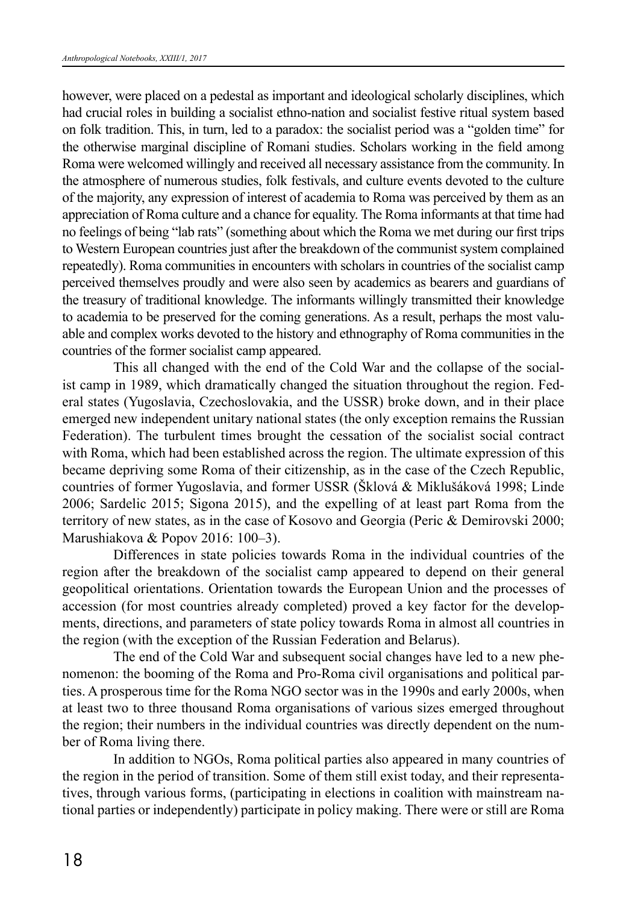however, were placed on a pedestal as important and ideological scholarly disciplines, which had crucial roles in building a socialist ethno-nation and socialist festive ritual system based on folk tradition. This, in turn, led to a paradox: the socialist period was a "golden time" for the otherwise marginal discipline of Romani studies. Scholars working in the field among Roma were welcomed willingly and received all necessary assistance from the community. In the atmosphere of numerous studies, folk festivals, and culture events devoted to the culture of the majority, any expression of interest of academia to Roma was perceived by them as an appreciation of Roma culture and a chance for equality. The Roma informants at that time had no feelings of being "lab rats" (something about which the Roma we met during our first trips to Western European countries just after the breakdown of the communist system complained repeatedly). Roma communities in encounters with scholars in countries of the socialist camp perceived themselves proudly and were also seen by academics as bearers and guardians of the treasury of traditional knowledge. The informants willingly transmitted their knowledge to academia to be preserved for the coming generations. As a result, perhaps the most valuable and complex works devoted to the history and ethnography of Roma communities in the countries of the former socialist camp appeared.

This all changed with the end of the Cold War and the collapse of the socialist camp in 1989, which dramatically changed the situation throughout the region. Federal states (Yugoslavia, Czechoslovakia, and the USSR) broke down, and in their place emerged new independent unitary national states (the only exception remains the Russian Federation). The turbulent times brought the cessation of the socialist social contract with Roma, which had been established across the region. The ultimate expression of this became depriving some Roma of their citizenship, as in the case of the Czech Republic, countries of former Yugoslavia, and former USSR (Šklová & Miklušáková 1998; Linde 2006; Sardelic 2015; Sigona 2015), and the expelling of at least part Roma from the territory of new states, as in the case of Kosovo and Georgia (Peric & Demirovski 2000; Marushiakova & Popov 2016: 100–3).

Differences in state policies towards Roma in the individual countries of the region after the breakdown of the socialist camp appeared to depend on their general geopolitical orientations. Orientation towards the European Union and the processes of accession (for most countries already completed) proved a key factor for the developments, directions, and parameters of state policy towards Roma in almost all countries in the region (with the exception of the Russian Federation and Belarus).

The end of the Cold War and subsequent social changes have led to a new phenomenon: the booming of the Roma and Pro-Roma civil organisations and political parties. A prosperous time for the Roma NGO sector was in the 1990s and early 2000s, when at least two to three thousand Roma organisations of various sizes emerged throughout the region; their numbers in the individual countries was directly dependent on the number of Roma living there.

In addition to NGOs, Roma political parties also appeared in many countries of the region in the period of transition. Some of them still exist today, and their representatives, through various forms, (participating in elections in coalition with mainstream national parties or independently) participate in policy making. There were or still are Roma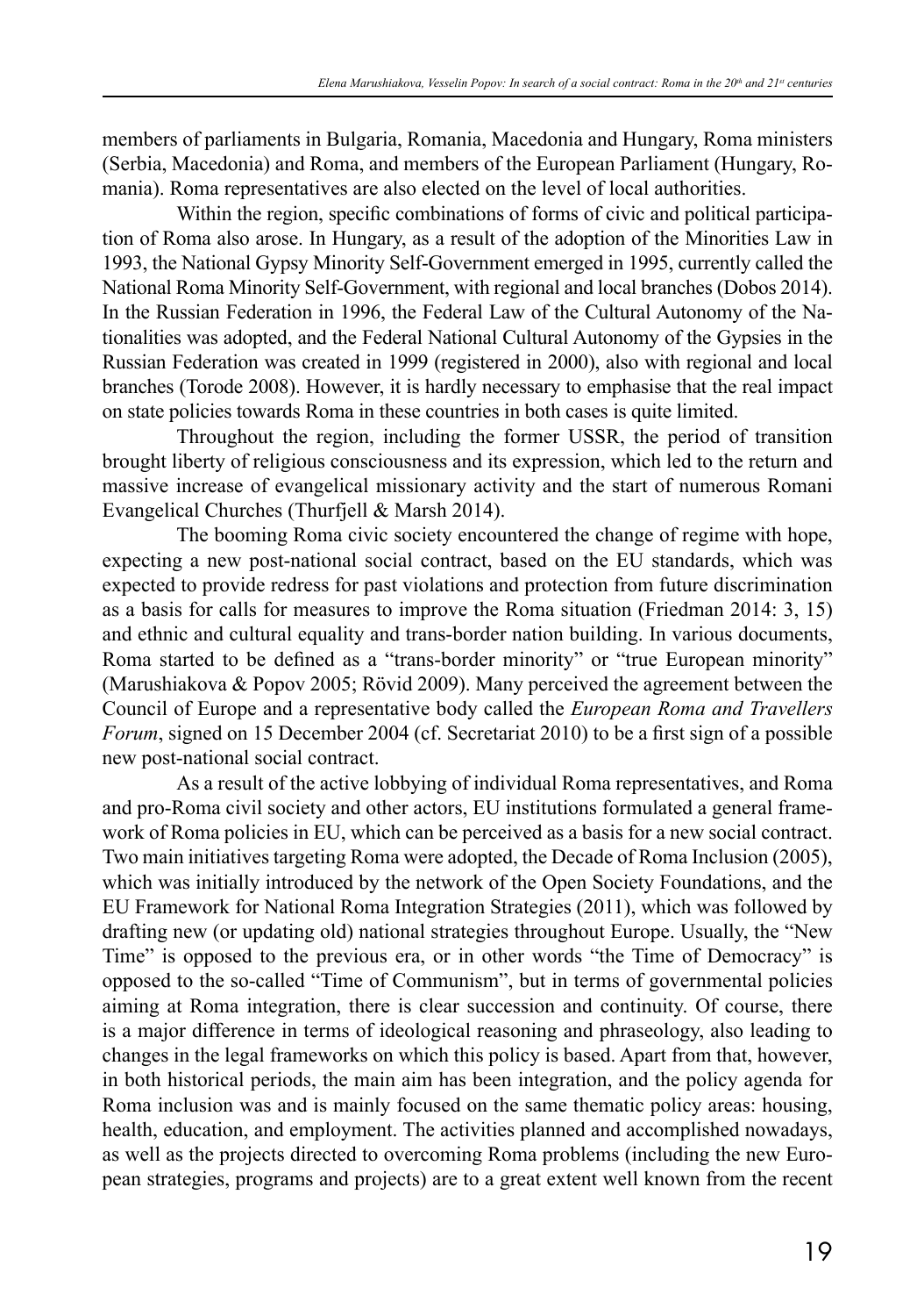members of parliaments in Bulgaria, Romania, Macedonia and Hungary, Roma ministers (Serbia, Macedonia) and Roma, and members of the European Parliament (Hungary, Romania). Roma representatives are also elected on the level of local authorities.

Within the region, specific combinations of forms of civic and political participation of Roma also arose. In Hungary, as a result of the adoption of the Minorities Law in 1993, the National Gypsy Minority Self-Government emerged in 1995, currently called the National Roma Minority Self-Government, with regional and local branches (Dobos 2014). In the Russian Federation in 1996, the Federal Law of the Cultural Autonomy of the Nationalities was adopted, and the Federal National Cultural Autonomy of the Gypsies in the Russian Federation was created in 1999 (registered in 2000), also with regional and local branches (Torode 2008). However, it is hardly necessary to emphasise that the real impact on state policies towards Roma in these countries in both cases is quite limited.

Throughout the region, including the former USSR, the period of transition brought liberty of religious consciousness and its expression, which led to the return and massive increase of evangelical missionary activity and the start of numerous Romani Evangelical Churches (Thurfjell & Marsh 2014).

The booming Roma civic society encountered the change of regime with hope, expecting a new post-national social contract, based on the EU standards, which was expected to provide redress for past violations and protection from future discrimination as a basis for calls for measures to improve the Roma situation (Friedman 2014: 3, 15) and ethnic and cultural equality and trans-border nation building. In various documents, Roma started to be defined as a "trans-border minority" or "true European minority" (Marushiakova & Popov 2005; Rövid 2009). Many perceived the agreement between the Council of Europe and a representative body called the *European Roma and Travellers Forum*, signed on 15 December 2004 (cf. Secretariat 2010) to be a first sign of a possible new post-national social contract.

As a result of the active lobbying of individual Roma representatives, and Roma and pro-Roma civil society and other actors, EU institutions formulated a general framework of Roma policies in EU, which can be perceived as a basis for a new social contract. Two main initiatives targeting Roma were adopted, the Decade of Roma Inclusion (2005), which was initially introduced by the network of the Open Society Foundations, and the EU Framework for National Roma Integration Strategies (2011), which was followed by drafting new (or updating old) national strategies throughout Europe. Usually, the "New Time" is opposed to the previous era, or in other words "the Time of Democracy" is opposed to the so-called "Time of Communism", but in terms of governmental policies aiming at Roma integration, there is clear succession and continuity. Of course, there is a major difference in terms of ideological reasoning and phraseology, also leading to changes in the legal frameworks on which this policy is based. Apart from that, however, in both historical periods, the main aim has been integration, and the policy agenda for Roma inclusion was and is mainly focused on the same thematic policy areas: housing, health, education, and employment. The activities planned and accomplished nowadays, as well as the projects directed to overcoming Roma problems (including the new European strategies, programs and projects) are to a great extent well known from the recent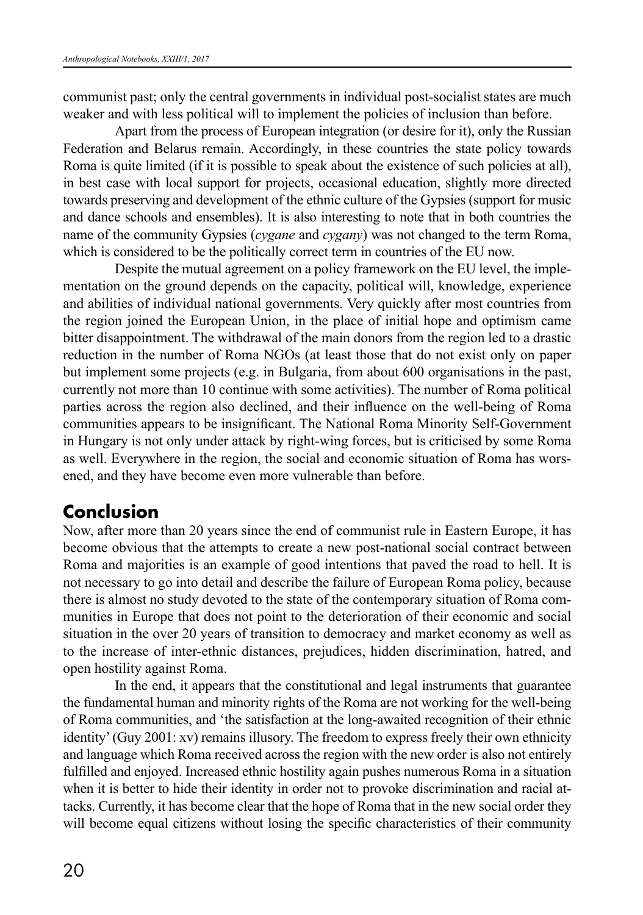communist past; only the central governments in individual post-socialist states are much weaker and with less political will to implement the policies of inclusion than before.

Apart from the process of European integration (or desire for it), only the Russian Federation and Belarus remain. Accordingly, in these countries the state policy towards Roma is quite limited (if it is possible to speak about the existence of such policies at all), in best case with local support for projects, occasional education, slightly more directed towards preserving and development of the ethnic culture of the Gypsies (support for music and dance schools and ensembles). It is also interesting to note that in both countries the name of the community Gypsies (*cygane* and *cygany*) was not changed to the term Roma, which is considered to be the politically correct term in countries of the EU now.

Despite the mutual agreement on a policy framework on the EU level, the implementation on the ground depends on the capacity, political will, knowledge, experience and abilities of individual national governments. Very quickly after most countries from the region joined the European Union, in the place of initial hope and optimism came bitter disappointment. The withdrawal of the main donors from the region led to a drastic reduction in the number of Roma NGOs (at least those that do not exist only on paper but implement some projects (e.g. in Bulgaria, from about 600 organisations in the past, currently not more than 10 continue with some activities). The number of Roma political parties across the region also declined, and their influence on the well-being of Roma communities appears to be insignificant. The National Roma Minority Self-Government in Hungary is not only under attack by right-wing forces, but is criticised by some Roma as well. Everywhere in the region, the social and economic situation of Roma has worsened, and they have become even more vulnerable than before.

## Conclusion

Now, after more than 20 years since the end of communist rule in Eastern Europe, it has become obvious that the attempts to create a new post-national social contract between Roma and majorities is an example of good intentions that paved the road to hell. It is not necessary to go into detail and describe the failure of European Roma policy, because there is almost no study devoted to the state of the contemporary situation of Roma communities in Europe that does not point to the deterioration of their economic and social situation in the over 20 years of transition to democracy and market economy as well as to the increase of inter-ethnic distances, prejudices, hidden discrimination, hatred, and open hostility against Roma.

In the end, it appears that the constitutional and legal instruments that guarantee the fundamental human and minority rights of the Roma are not working for the well-being of Roma communities, and 'the satisfaction at the long-awaited recognition of their ethnic identity' (Guy 2001: xv) remains illusory. The freedom to express freely their own ethnicity and language which Roma received across the region with the new order is also not entirely fulfilled and enjoyed. Increased ethnic hostility again pushes numerous Roma in a situation when it is better to hide their identity in order not to provoke discrimination and racial attacks. Currently, it has become clear that the hope of Roma that in the new social order they will become equal citizens without losing the specific characteristics of their community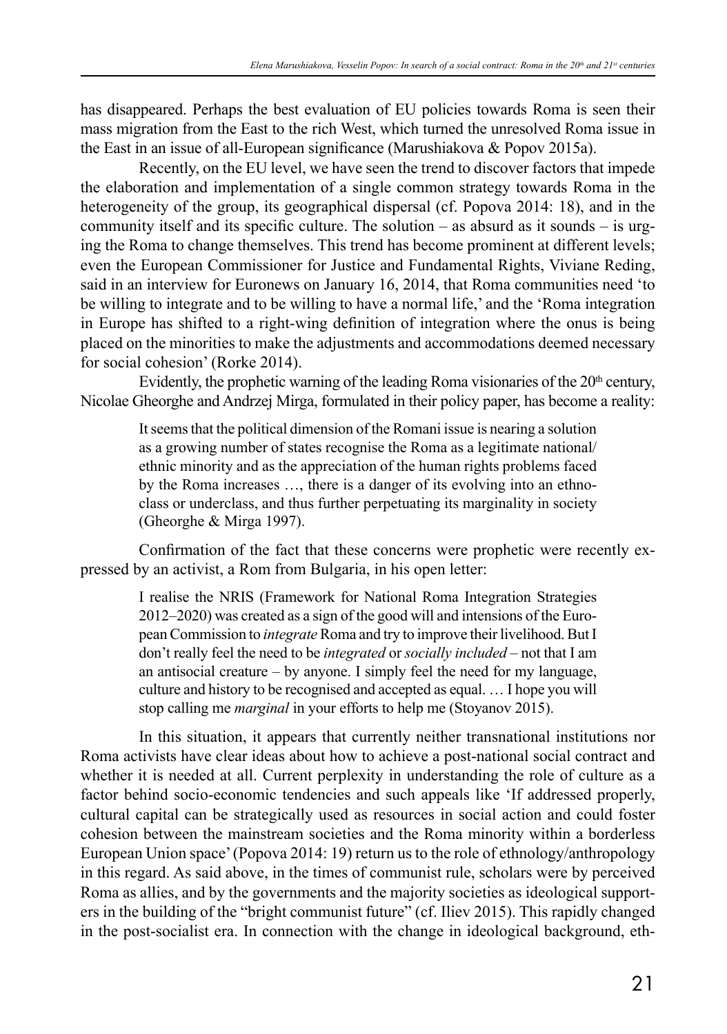has disappeared. Perhaps the best evaluation of EU policies towards Roma is seen their mass migration from the East to the rich West, which turned the unresolved Roma issue in the East in an issue of all-European significance (Marushiakova & Popov 2015a).

Recently, on the EU level, we have seen the trend to discover factors that impede the elaboration and implementation of a single common strategy towards Roma in the heterogeneity of the group, its geographical dispersal (cf. Popova 2014: 18), and in the community itself and its specific culture. The solution – as absurd as it sounds – is urging the Roma to change themselves. This trend has become prominent at different levels; even the European Commissioner for Justice and Fundamental Rights, Viviane Reding, said in an interview for Euronews on January 16, 2014, that Roma communities need 'to be willing to integrate and to be willing to have a normal life,' and the 'Roma integration in Europe has shifted to a right-wing definition of integration where the onus is being placed on the minorities to make the adjustments and accommodations deemed necessary for social cohesion' (Rorke 2014).

Evidently, the prophetic warning of the leading Roma visionaries of the 20th century, Nicolae Gheorghe and Andrzej Mirga, formulated in their policy paper, has become a reality:

> It seems that the political dimension of the Romani issue is nearing a solution as a growing number of states recognise the Roma as a legitimate national/ethnic minority and as the appreciation of the human rights problems faced by the Roma increases …, there is a danger of its evolving into an ethno-class or underclass, and thus further perpetuating its marginality in society (Gheorghe & Mirga 1997).

Confirmation of the fact that these concerns were prophetic were recently expressed by an activist, a Rom from Bulgaria, in his open letter:

> I realise the NRIS (Framework for National Roma Integration Strategies 2012–2020) was created as a sign of the good will and intensions of the European Commission to *integrate* Roma and try to improve their livelihood. But I don't really feel the need to be *integrated* or *socially included* – not that I am an antisocial creature – by anyone. I simply feel the need for my language, culture and history to be recognised and accepted as equal. … I hope you will stop calling me *marginal* in your efforts to help me (Stoyanov 2015).

In this situation, it appears that currently neither transnational institutions nor Roma activists have clear ideas about how to achieve a post-national social contract and whether it is needed at all. Current perplexity in understanding the role of culture as a factor behind socio-economic tendencies and such appeals like 'If addressed properly, cultural capital can be strategically used as resources in social action and could foster cohesion between the mainstream societies and the Roma minority within a borderless European Union space' (Popova 2014: 19) return us to the role of ethnology/anthropology in this regard. As said above, in the times of communist rule, scholars were by perceived Roma as allies, and by the governments and the majority societies as ideological supporters in the building of the "bright communist future" (cf. Iliev 2015). This rapidly changed in the post-socialist era. In connection with the change in ideological background, eth-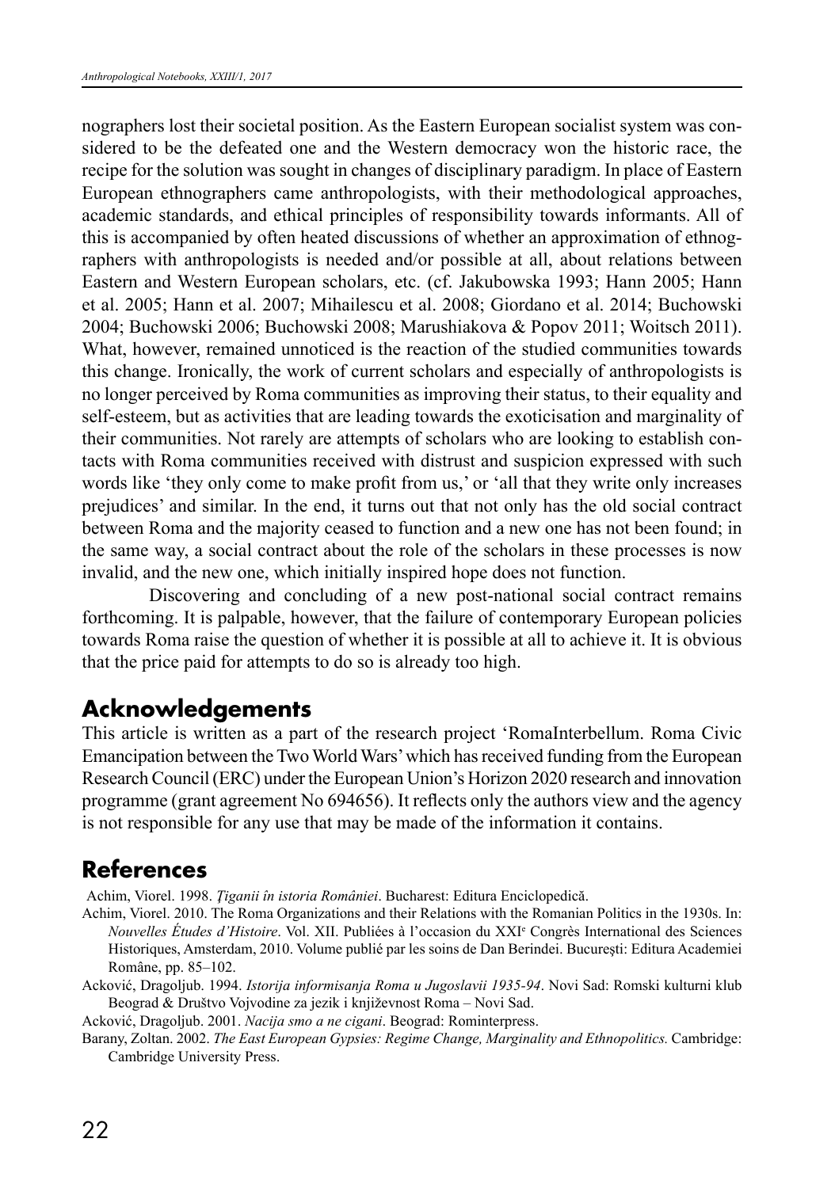nographers lost their societal position. As the Eastern European socialist system was considered to be the defeated one and the Western democracy won the historic race, the recipe for the solution was sought in changes of disciplinary paradigm. In place of Eastern European ethnographers came anthropologists, with their methodological approaches, academic standards, and ethical principles of responsibility towards informants. All of this is accompanied by often heated discussions of whether an approximation of ethnographers with anthropologists is needed and/or possible at all, about relations between Eastern and Western European scholars, etc. (cf. Jakubowska 1993; Hann 2005; Hann et al. 2005; Hann et al. 2007; Mihailescu et al. 2008; Giordano et al. 2014; Buchowski 2004; Buchowski 2006; Buchowski 2008; Marushiakova & Popov 2011; Woitsch 2011). What, however, remained unnoticed is the reaction of the studied communities towards this change. Ironically, the work of current scholars and especially of anthropologists is no longer perceived by Roma communities as improving their status, to their equality and self-esteem, but as activities that are leading towards the exoticisation and marginality of their communities. Not rarely are attempts of scholars who are looking to establish contacts with Roma communities received with distrust and suspicion expressed with such words like 'they only come to make profit from us,' or 'all that they write only increases prejudices' and similar. In the end, it turns out that not only has the old social contract between Roma and the majority ceased to function and a new one has not been found; in the same way, a social contract about the role of the scholars in these processes is now invalid, and the new one, which initially inspired hope does not function.

Discovering and concluding of a new post-national social contract remains forthcoming. It is palpable, however, that the failure of contemporary European policies towards Roma raise the question of whether it is possible at all to achieve it. It is obvious that the price paid for attempts to do so is already too high.

## Acknowledgements

This article is written as a part of the research project 'RomaInterbellum. Roma Civic Emancipation between the Two World Wars' which has received funding from the European Research Council (ERC) under the European Union's Horizon 2020 research and innovation programme (grant agreement No 694656). It reflects only the authors view and the agency is not responsible for any use that may be made of the information it contains.

## References

Achim, Viorel. 1998. *Ţiganii în istoria României*. Bucharest: Editura Enciclopedică.

Achim, Viorel. 2010. The Roma Organizations and their Relations with the Romanian Politics in the 1930s. In: *Nouvelles Études d'Histoire*. Vol. XII. Publiées à l'occasion du XXIe Congrès International des Sciences Historiques, Amsterdam, 2010. Volume publié par les soins de Dan Berindei. Bucureşti: Editura Academiei Române, pp. 85–102.

Acković, Dragoljub. 1994. *Istorija informisanja Roma u Jugoslavii 1935-94*. Novi Sad: Romski kulturni klub Beograd & Društvo Vojvodine za jezik i književnost Roma – Novi Sad.

Acković, Dragoljub. 2001. *Nacija smo a ne cigani*. Beograd: Rominterpress.

Barany, Zoltan. 2002. *The East European Gypsies: Regime Change, Marginality and Ethnopolitics.* Cambridge: Cambridge University Press.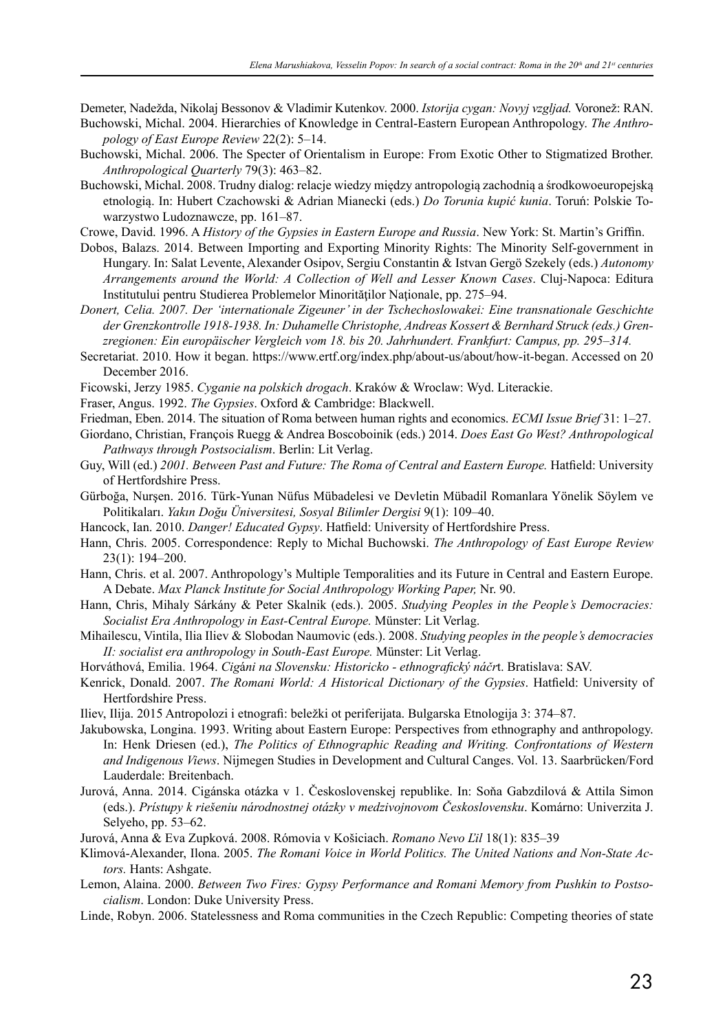Demeter, Nadežda, Nikolaj Bessonov & Vladimir Kutenkov. 2000. *Istorija cygan: Novyj vzgljad.* Voronež: RAN.

Buchowski, Michal. 2004. Hierarchies of Knowledge in Central-Eastern European Anthropology. *The Anthropology of East Europe Review* 22(2): 5–14.

Buchowski, Michal. 2006. The Specter of Orientalism in Europe: From Exotic Other to Stigmatized Brother. *Anthropological Quarterly* 79(3): 463–82.

Buchowski, Michal. 2008. Trudny dialog: relacje wiedzy między antropologią zachodnią a środkowoeuropejską etnologią. In: Hubert Czachowski & Adrian Mianecki (eds.) *Do Torunia kupić kunia*. Toruń: Polskie Towarzystwo Ludoznawcze, pp. 161–87.

Crowe, David. 1996. A *History of the Gypsies in Eastern Europe and Russia*. New York: St. Martin's Griffin.

Dobos, Balazs. 2014. Between Importing and Exporting Minority Rights: The Minority Self-government in Hungary. In: Salat Levente, Alexander Osipov, Sergiu Constantin & Istvan Gergö Szekely (eds.) *Autonomy Arrangements around the World: A Collection of Well and Lesser Known Cases*. Cluj-Napoca: Editura Institutului pentru Studierea Problemelor Minorităţilor Naţionale, pp. 275–94.

*Donert, Celia. 2007. Der 'internationale Zigeuner' in der Tschechoslowakei: Eine transnationale Geschichte der Grenzkontrolle 1918-1938. In: Duhamelle Christophe, Andreas Kossert & Bernhard Struck (eds.) Grenzregionen: Ein europäischer Vergleich vom 18. bis 20. Jahrhundert. Frankfurt: Campus, pp. 295–314.*

Secretariat. 2010. How it began. https://www.ertf.org/index.php/about-us/about/how-it-began. Accessed on 20 December 2016.

Ficowski, Jerzy 1985. *Cyganie na polskich drogach*. Kraków & Wroclaw: Wyd. Literackie.

Fraser, Angus. 1992. *The Gypsies*. Oxford & Cambridge: Blackwell.

Friedman, Eben. 2014. The situation of Roma between human rights and economics. *ECMI Issue Brief* 31: 1–27.

Giordano, Christian, François Ruegg & Andrea Boscoboinik (eds.) 2014. *Does East Go West? Anthropological Pathways through Postsocialism*. Berlin: Lit Verlag.

Guy, Will (ed.) *2001. Between Past and Future: The Roma of Central and Eastern Europe.* Hatfield: University of Hertfordshire Press.

Gürboğa, Nurşen. 2016. Türk-Yunan Nüfus Mübadelesi ve Devletin Mübadil Romanlara Yönelik Söylem ve Politikaları. *Yakın Doğu Üniversitesi, Sosyal Bilimler Dergisi* 9(1): 109–40.

Hancock, Ian. 2010. *Danger! Educated Gypsy*. Hatfield: University of Hertfordshire Press.

Hann, Chris. 2005. Correspondence: Reply to Michal Buchowski. *The Anthropology of East Europe Review* 23(1): 194–200.

Hann, Chris. et al. 2007. Anthropology's Multiple Temporalities and its Future in Central and Eastern Europe. A Debate. *Max Planck Institute for Social Anthropology Working Paper,* Nr. 90.

Hann, Chris, Mihaly Sárkány & Peter Skalnik (eds.). 2005. *Studying Peoples in the People's Democracies: Socialist Era Anthropology in East-Central Europe.* Münster: Lit Verlag.

Mihailescu, Vintila, Ilia Iliev & Slobodan Naumovic (eds.). 2008. *Studying peoples in the people's democracies II: socialist era anthropology in South-East Europe.* Münster: Lit Verlag.

Horváthová, Emilia. 1964. *Cigáni na Slovensku: Historicko - ethnografický náčr*t. Bratislava: SAV.

Kenrick, Donald. 2007. *The Romani World: A Historical Dictionary of the Gypsies*. Hatfield: University of Hertfordshire Press.

Iliev, Ilija. 2015 Antropolozi i etnografi: beležki ot periferijata. Bulgarska Etnologija 3: 374–87.

Jakubowska, Longina. 1993. Writing about Eastern Europe: Perspectives from ethnography and anthropology. In: Henk Driesen (ed.), *The Politics of Ethnographic Reading and Writing. Confrontations of Western and Indigenous Views*. Nijmegen Studies in Development and Cultural Canges. Vol. 13. Saarbrücken/Ford Lauderdale: Breitenbach.

Jurová, Anna. 2014. Cigánska otázka v 1. Československej republike. In: Soňa Gabzdilová & Attila Simon (eds.). *Prístupy k riešeniu národnostnej otázky v medzivojnovom Československu*. Komárno: Univerzita J. Selyeho, pp. 53–62.

Jurová, Anna & Eva Zupková. 2008. Rómovia v Košiciach. *Romano Nevo Ľil* 18(1): 835–39

Klimová-Alexander, Ilona. 2005. *The Romani Voice in World Politics. The United Nations and Non-State Actors.* Hants: Ashgate.

Lemon, Alaina. 2000. *Between Two Fires: Gypsy Performance and Romani Memory from Pushkin to Postsocialism*. London: Duke University Press.

Linde, Robyn. 2006. Statelessness and Roma communities in the Czech Republic: Competing theories of state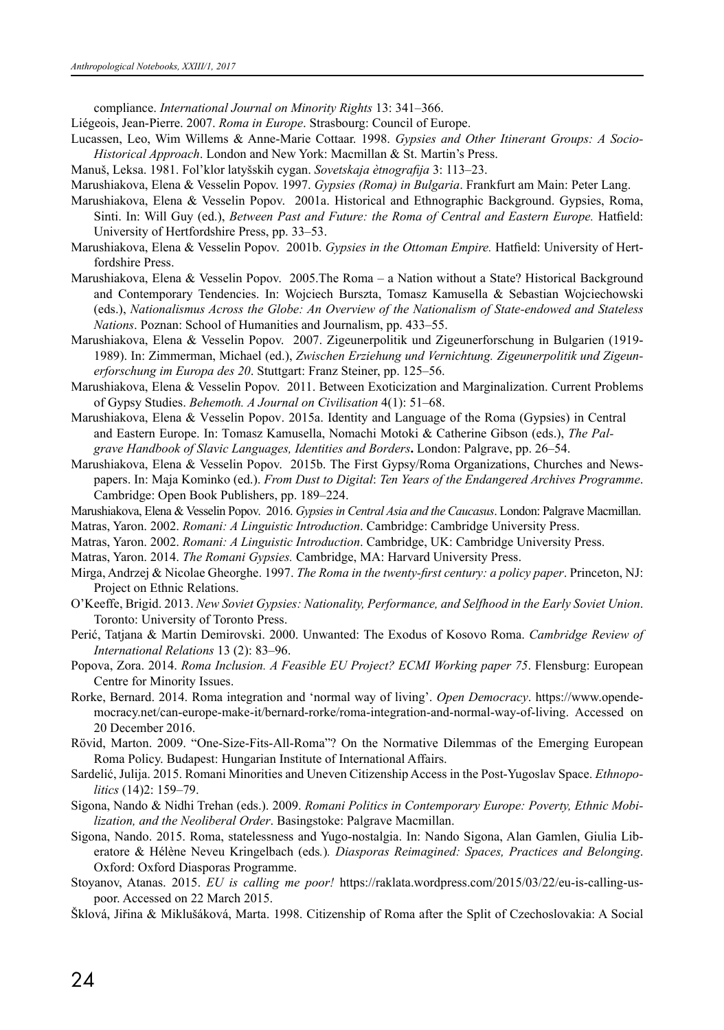compliance. *International Journal on Minority Rights* 13: 341–366.

Liégeois, Jean-Pierre. 2007. *Roma in Europe*. Strasbourg: Council of Europe.

Lucassen, Leo, Wim Willems & Anne-Marie Cottaar. 1998. *Gypsies and Other Itinerant Groups: A Socio-Historical Approach*. London and New York: Macmillan & St. Martin's Press.

Manuš, Leksa. 1981. Fol'klor latyšskih cygan. *Sovetskaja ètnografija* 3: 113–23.

Marushiakova, Elena & Vesselin Popov. 1997. *Gypsies (Roma) in Bulgaria*. Frankfurt am Main: Peter Lang.

Marushiakova, Elena & Vesselin Popov. 2001a. Historical and Ethnographic Background. Gypsies, Roma, Sinti. In: Will Guy (ed.), *Between Past and Future: the Roma of Central and Eastern Europe.* Hatfield: University of Hertfordshire Press, pp. 33–53.

Marushiakova, Elena & Vesselin Popov. 2001b. *Gypsies in the Ottoman Empire.* Hatfield: University of Hertfordshire Press.

Marushiakova, Elena & Vesselin Popov. 2005.The Roma – a Nation without a State? Historical Background and Contemporary Tendencies. In: Wojciech Burszta, Tomasz Kamusella & Sebastian Wojciechowski (eds.), *Nationalismus Across the Globe: An Overview of the Nationalism of State-endowed and Stateless Nations*. Poznan: School of Humanities and Journalism, pp. 433–55.

Marushiakova, Elena & Vesselin Popov. 2007. Zigeunerpolitik und Zigeunerforschung in Bulgarien (1919-1989). In: Zimmerman, Michael (ed.), *Zwischen Erziehung und Vernichtung. Zigeunerpolitik und Zigeunerforschung im Europa des 20*. Stuttgart: Franz Steiner, pp. 125–56.

Marushiakova, Elena & Vesselin Popov. 2011. Between Exoticization and Marginalization. Current Problems of Gypsy Studies. *Behemoth. A Journal on Civilisation* 4(1): 51–68.

Marushiakova, Elena & Vesselin Popov. 2015a. Identity and Language of the Roma (Gypsies) in Central and Eastern Europe. In: Tomasz Kamusella, Nomachi Motoki & Catherine Gibson (eds.), *The Palgrave Handbook of Slavic Languages, Identities and Borders***.** London: Palgrave, pp. 26–54.

Marushiakova, Elena & Vesselin Popov. 2015b. The First Gypsy/Roma Organizations, Churches and Newspapers. In: Maja Kominko (ed.). *From Dust to Digital*: *Ten Years of the Endangered Archives Programme*. Cambridge: Open Book Publishers, pp. 189–224.

Marushiakova, Elena & Vesselin Popov. 2016. *Gypsies in Central Asia and the Caucasus*. London: Palgrave Macmillan.

Matras, Yaron. 2002. *Romani: A Linguistic Introduction*. Cambridge: Cambridge University Press.

Matras, Yaron. 2002. *Romani: A Linguistic Introduction*. Cambridge, UK: Cambridge University Press.

Matras, Yaron. 2014. *The Romani Gypsies.* Cambridge, MA: Harvard University Press.

Mirga, Andrzej & Nicolae Gheorghe. 1997. *The Roma in the twenty-first century: a policy paper*. Princeton, NJ: Project on Ethnic Relations.

O'Keeffe, Brigid. 2013. *New Soviet Gypsies: Nationality, Performance, and Selfhood in the Early Soviet Union*. Toronto: University of Toronto Press.

Perić, Tatjana & Martin Demirovski. 2000. Unwanted: The Exodus of Kosovo Roma. *Cambridge Review of International Relations* 13 (2): 83–96.

Popova, Zora. 2014. *Roma Inclusion. A Feasible EU Project? ECMI Working paper 75*. Flensburg: European Centre for Minority Issues.

Rorke, Bernard. 2014. Roma integration and 'normal way of living'. *Open Democracy*. https://www.opendemocracy.net/can-europe-make-it/bernard-rorke/roma-integration-and-normal-way-of-living. Accessed on 20 December 2016.

Rövid, Marton. 2009. "One-Size-Fits-All-Roma"? On the Normative Dilemmas of the Emerging European Roma Policy. Budapest: Hungarian Institute of International Affairs.

Sardelić, Julija. 2015. Romani Minorities and Uneven Citizenship Access in the Post-Yugoslav Space. *Ethnopolitics* (14)2: 159–79.

Sigona, Nando & Nidhi Trehan (eds.). 2009. *Romani Politics in Contemporary Europe: Poverty, Ethnic Mobilization, and the Neoliberal Order*. Basingstoke: Palgrave Macmillan.

Sigona, Nando. 2015. Roma, statelessness and Yugo-nostalgia. In: Nando Sigona, Alan Gamlen, Giulia Liberatore & Hélène Neveu Kringelbach (eds*.*)*. Diasporas Reimagined: Spaces, Practices and Belonging*. Oxford: Oxford Diasporas Programme.

Stoyanov, Atanas. 2015. *EU is calling me poor!* https://raklata.wordpress.com/2015/03/22/eu-is-calling-us-poor. Accessed on 22 March 2015.

Šklová, Jiřina & Miklušáková, Marta. 1998. Citizenship of Roma after the Split of Czechoslovakia: A Social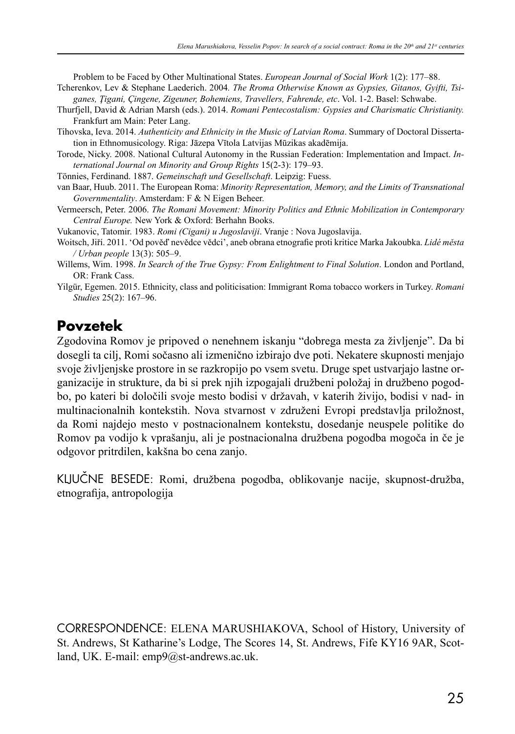Problem to be Faced by Other Multinational States. *European Journal of Social Work* 1(2): 177–88.

Tcherenkov, Lev & Stephane Laederich. 2004*. The Rroma Otherwise Known as Gypsies, Gitanos, Gyifti, Tsiganes, Ţigani, Çingene, Zigeuner, Bohemiens, Travellers, Fahrende, etc*. Vol. 1-2. Basel: Schwabe.

Thurfjell, David & Adrian Marsh (eds.). 2014. *Romani Pentecostalism: Gypsies and Charismatic Christianity.* Frankfurt am Main: Peter Lang.

Tihovska, Ieva. 2014. *Authenticity and Ethnicity in the Music of Latvian Roma*. Summary of Doctoral Dissertation in Ethnomusicology. Riga: Jāzepa Vītola Latvijas Mūzikas akadēmija.

Torode, Nicky. 2008. National Cultural Autonomy in the Russian Federation: Implementation and Impact. *International Journal on Minority and Group Rights* 15(2-3): 179–93.

Tönnies, Ferdinand. 1887. *Gemeinschaft und Gesellschaft*. Leipzig: Fuess.

van Baar, Huub. 2011. The European Roma: *Minority Representation, Memory, and the Limits of Transnational Governmentality*. Amsterdam: F & N Eigen Beheer.

Vermeersch, Peter. 2006. *The Romani Movement: Minority Politics and Ethnic Mobilization in Contemporary Central Europe.* New York & Oxford: Berhahn Books.

Vukanovic, Tatomir. 1983. *Romi (Cigani) u Jugoslaviji*. Vranje : Nova Jugoslavija.

Woitsch, Jiří. 2011. 'Od pověď nevědce vědci', aneb obrana etnografie proti kritice Marka Jakoubka. *Lidé města / Urban people* 13(3): 505–9.

Willems, Wim. 1998. *In Search of the True Gypsy: From Enlightment to Final Solution*. London and Portland, OR: Frank Cass.

Yilgür, Egemen. 2015. Ethnicity, class and politicisation: Immigrant Roma tobacco workers in Turkey. *Romani Studies* 25(2): 167–96.

## Povzetek

Zgodovina Romov je pripoved o nenehnem iskanju "dobrega mesta za življenje". Da bi dosegli ta cilj, Romi sočasno ali izmenično izbirajo dve poti. Nekatere skupnosti menjajo svoje življenjske prostore in se razkropijo po vsem svetu. Druge spet ustvarjajo lastne organizacije in strukture, da bi si prek njih izpogajali družbeni položaj in družbeno pogodbo, po kateri bi določili svoje mesto bodisi v državah, v katerih živijo, bodisi v nad- in multinacionalnih kontekstih. Nova stvarnost v združeni Evropi predstavlja priložnost, da Romi najdejo mesto v postnacionalnem kontekstu, dosedanje neuspele politike do Romov pa vodijo k vprašanju, ali je postnacionalna družbena pogodba mogoča in če je odgovor pritrdilen, kakšna bo cena zanjo.

KLJUČNE BESEDE: Romi, družbena pogodba, oblikovanje nacije, skupnost-družba, etnografija, antropologija

CORRESPONDENCE: ELENA MARUSHIAKOVA, School of History, University of St. Andrews, St Katharine's Lodge, The Scores 14, St. Andrews, Fife KY16 9AR, Scotland, UK. E-mail: emp9@st-andrews.ac.uk.